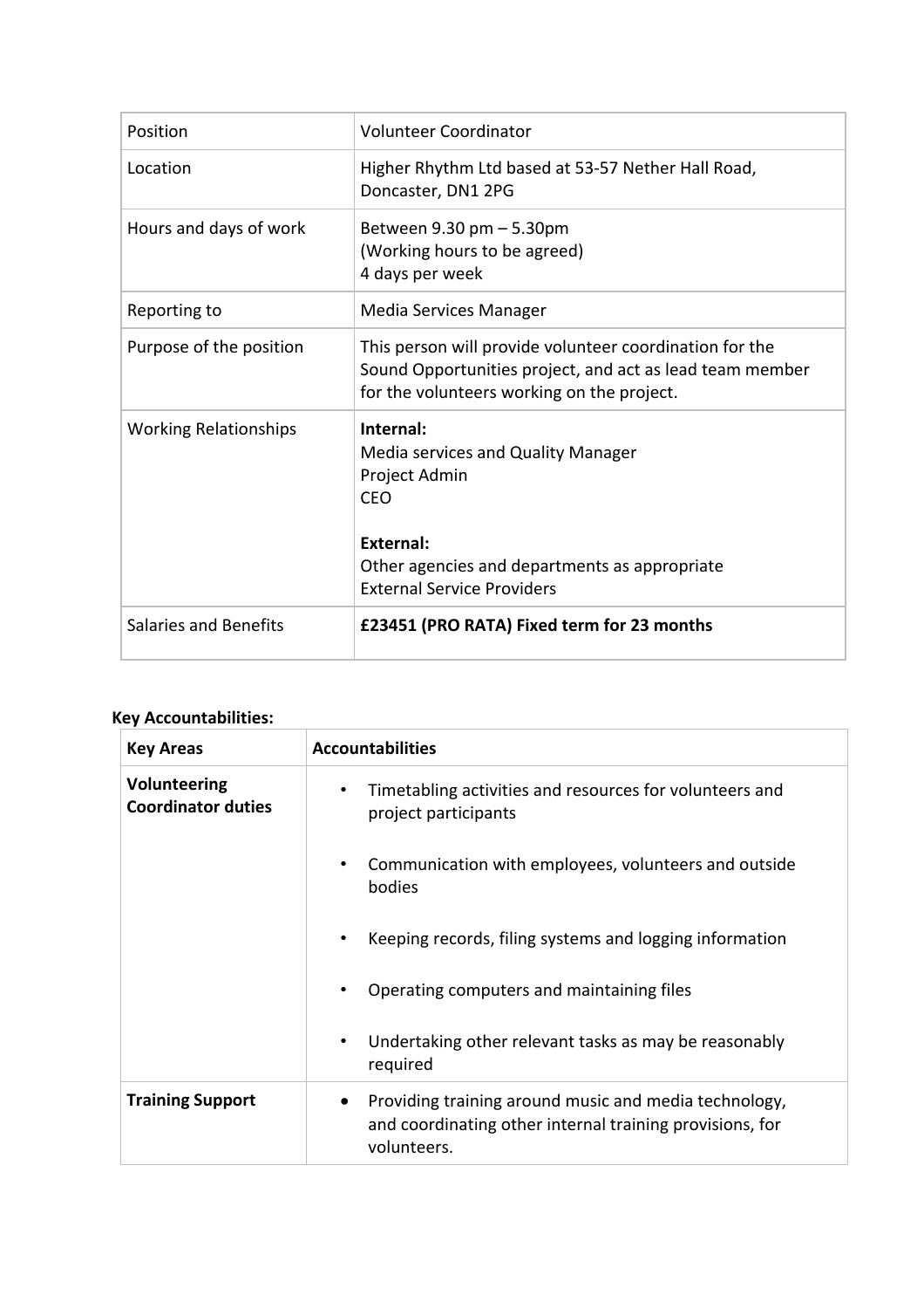| Position | Volunteer Coordinator |
|---|---|
| Location | Higher Rhythm Ltd based at 53-57 Nether Hall Road, Doncaster, DN1 2PG |
| Hours and days of work | Between 9.30 pm – 5.30pm<br>(Working hours to be agreed)<br>4 days per week |
| Reporting to | Media Services Manager |
| Purpose of the position | This person will provide volunteer coordination for the Sound Opportunities project, and act as lead team member for the volunteers working on the project. |
| Working Relationships | **Internal:**<br>Media services and Quality Manager<br>Project Admin<br>CEO<br><br>**External:**<br>Other agencies and departments as appropriate<br>External Service Providers |
| Salaries and Benefits | **£23451 (PRO RATA) Fixed term for 23 months** |

**Key Accountabilities:**

| **Key Areas** | **Accountabilities** |
|---|---|
| **Volunteering Coordinator duties** | • Timetabling activities and resources for volunteers and project participants<br>• Communication with employees, volunteers and outside bodies<br>• Keeping records, filing systems and logging information<br>• Operating computers and maintaining files<br>• Undertaking other relevant tasks as may be reasonably required |
| **Training Support** | • Providing training around music and media technology, and coordinating other internal training provisions, for volunteers. |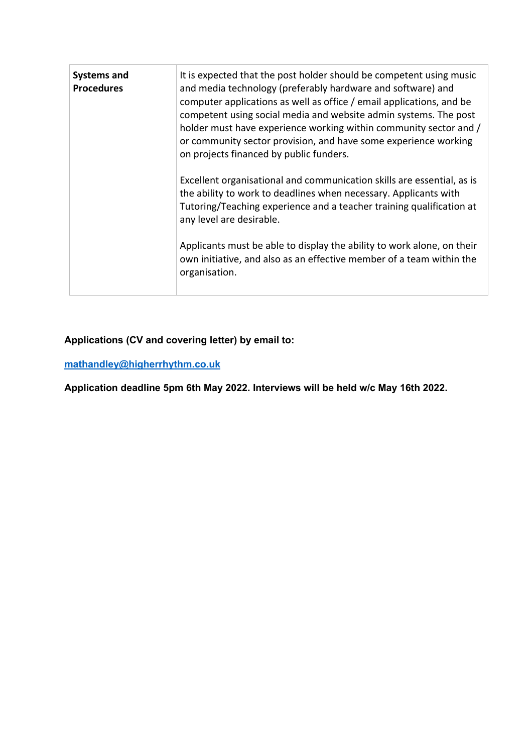| | |
|---|---|
| **Systems and Procedures** | It is expected that the post holder should be competent using music and media technology (preferably hardware and software) and computer applications as well as office / email applications, and be competent using social media and website admin systems. The post holder must have experience working within community sector and / or community sector provision, and have some experience working on projects financed by public funders.<br><br>Excellent organisational and communication skills are essential, as is the ability to work to deadlines when necessary. Applicants with Tutoring/Teaching experience and a teacher training qualification at any level are desirable.<br><br>Applicants must be able to display the ability to work alone, on their own initiative, and also as an effective member of a team within the organisation. |

**Applications (CV and covering letter) by email to:**

**[mathandley@higherrhythm.co.uk](mailto:mathandley@higherrhythm.co.uk)**

**Application deadline 5pm 6th May 2022. Interviews will be held w/c May 16th 2022.**